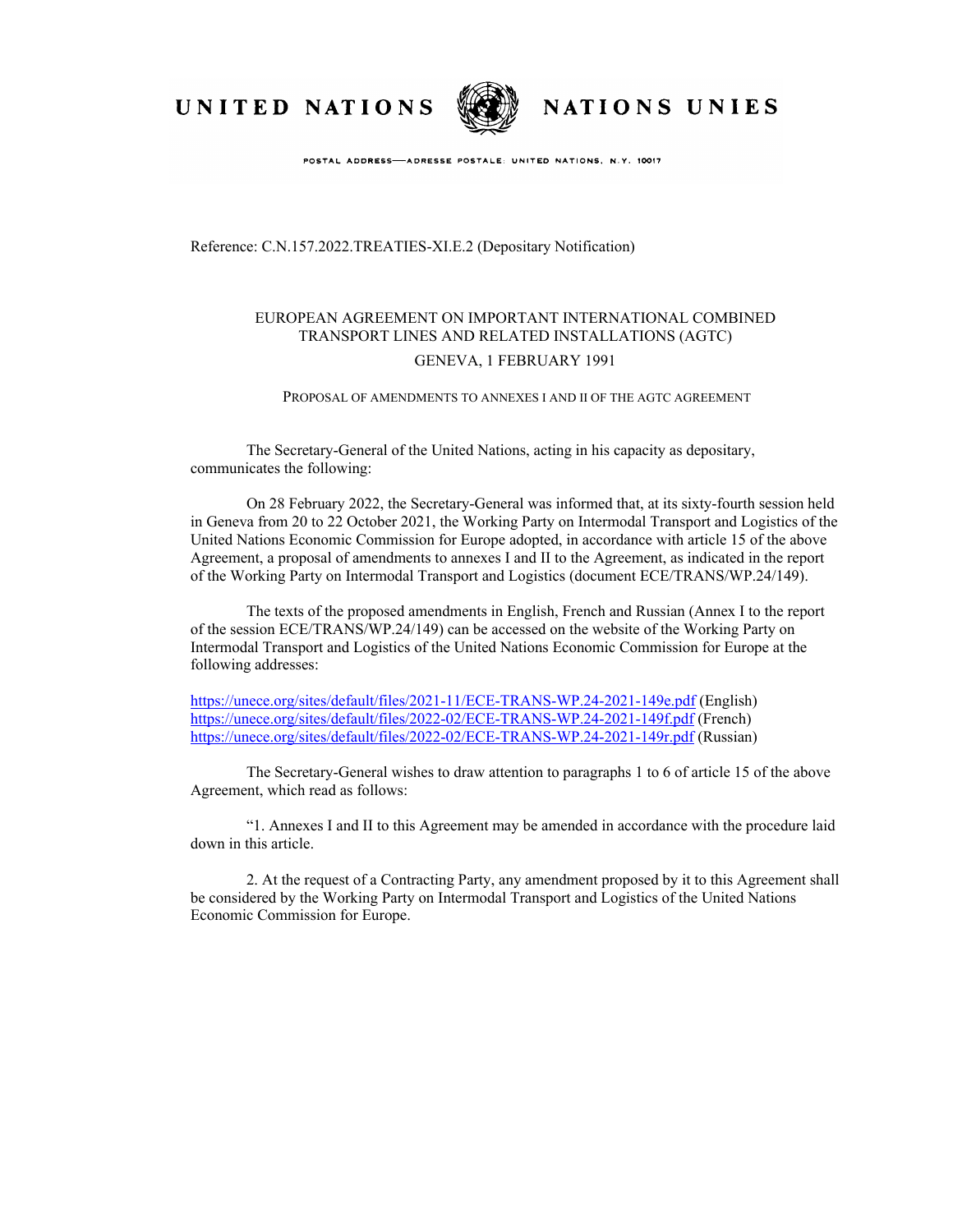UNITED NATIONS NATIONS UNIES

POSTAL ADDRESS—ADRESSE POSTALE: UNITED NATIONS, N.Y. 10017

Reference: C.N.157.2022.TREATIES-XI.E.2 (Depositary Notification)

EUROPEAN AGREEMENT ON IMPORTANT INTERNATIONAL COMBINED TRANSPORT LINES AND RELATED INSTALLATIONS (AGTC)

GENEVA, 1 FEBRUARY 1991

PROPOSAL OF AMENDMENTS TO ANNEXES I AND II OF THE AGTC AGREEMENT

The Secretary-General of the United Nations, acting in his capacity as depositary, communicates the following:

On 28 February 2022, the Secretary-General was informed that, at its sixty-fourth session held in Geneva from 20 to 22 October 2021, the Working Party on Intermodal Transport and Logistics of the United Nations Economic Commission for Europe adopted, in accordance with article 15 of the above Agreement, a proposal of amendments to annexes I and II to the Agreement, as indicated in the report of the Working Party on Intermodal Transport and Logistics (document ECE/TRANS/WP.24/149).

The texts of the proposed amendments in English, French and Russian (Annex I to the report of the session ECE/TRANS/WP.24/149) can be accessed on the website of the Working Party on Intermodal Transport and Logistics of the United Nations Economic Commission for Europe at the following addresses:

https://unece.org/sites/default/files/2021-11/ECE-TRANS-WP.24-2021-149e.pdf (English)
https://unece.org/sites/default/files/2022-02/ECE-TRANS-WP.24-2021-149f.pdf (French)
https://unece.org/sites/default/files/2022-02/ECE-TRANS-WP.24-2021-149r.pdf (Russian)

The Secretary-General wishes to draw attention to paragraphs 1 to 6 of article 15 of the above Agreement, which read as follows:

"1. Annexes I and II to this Agreement may be amended in accordance with the procedure laid down in this article.

2. At the request of a Contracting Party, any amendment proposed by it to this Agreement shall be considered by the Working Party on Intermodal Transport and Logistics of the United Nations Economic Commission for Europe.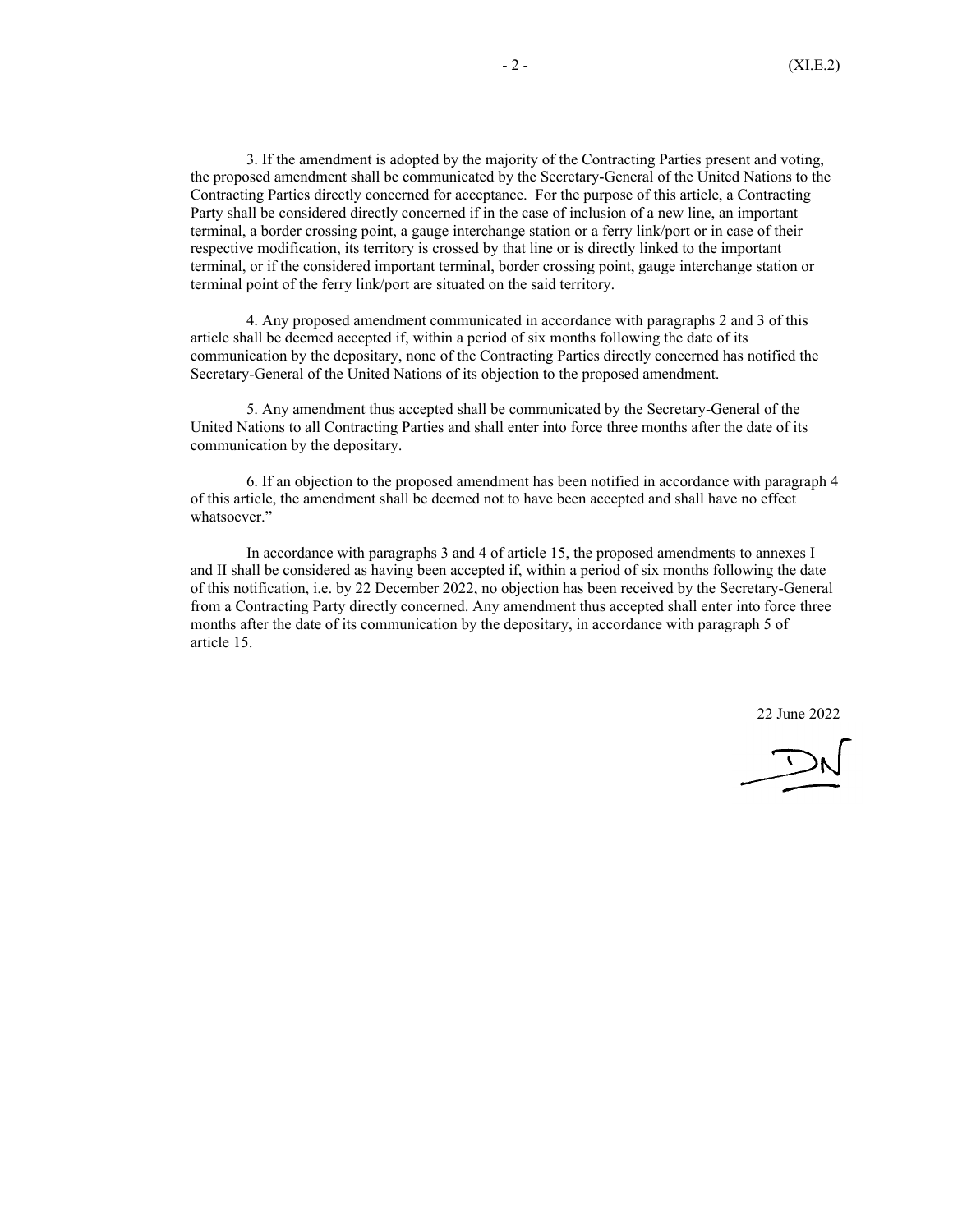3. If the amendment is adopted by the majority of the Contracting Parties present and voting, the proposed amendment shall be communicated by the Secretary-General of the United Nations to the Contracting Parties directly concerned for acceptance. For the purpose of this article, a Contracting Party shall be considered directly concerned if in the case of inclusion of a new line, an important terminal, a border crossing point, a gauge interchange station or a ferry link/port or in case of their respective modification, its territory is crossed by that line or is directly linked to the important terminal, or if the considered important terminal, border crossing point, gauge interchange station or terminal point of the ferry link/port are situated on the said territory.

4. Any proposed amendment communicated in accordance with paragraphs 2 and 3 of this article shall be deemed accepted if, within a period of six months following the date of its communication by the depositary, none of the Contracting Parties directly concerned has notified the Secretary-General of the United Nations of its objection to the proposed amendment.

5. Any amendment thus accepted shall be communicated by the Secretary-General of the United Nations to all Contracting Parties and shall enter into force three months after the date of its communication by the depositary.

6. If an objection to the proposed amendment has been notified in accordance with paragraph 4 of this article, the amendment shall be deemed not to have been accepted and shall have no effect whatsoever."

In accordance with paragraphs 3 and 4 of article 15, the proposed amendments to annexes I and II shall be considered as having been accepted if, within a period of six months following the date of this notification, i.e. by 22 December 2022, no objection has been received by the Secretary-General from a Contracting Party directly concerned. Any amendment thus accepted shall enter into force three months after the date of its communication by the depositary, in accordance with paragraph 5 of article 15.

22 June 2022